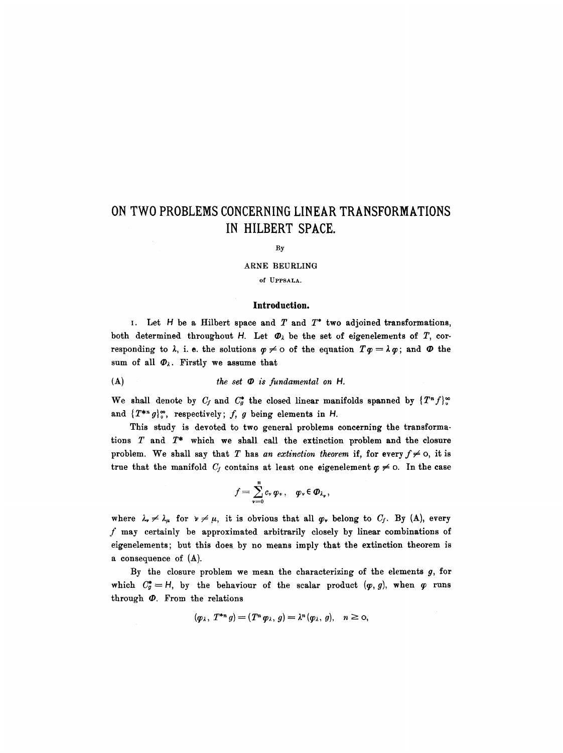# ON TWO PROBLEMS CONCERNING LINEAR TRANSFORMATIONS IN HILBERT SPACE.

By

ARNE BEURLING

of UPPSALA.

## Introduction.

1. Let $H$ be a Hilbert space and $T$ and $T^*$ two adjoined transformations, both determined throughout $H$. Let $\Phi_\lambda$ be the set of eigenelements of $T$, corresponding to $\lambda$, i. e. the solutions $\varphi \neq 0$ of the equation $T\varphi = \lambda\varphi$; and $\Phi$ the sum of all $\Phi_\lambda$. Firstly we assume that

(A) *the set $\Phi$ is fundamental on $H$.*

We shall denote by $C_f$ and $C_g^*$ the closed linear manifolds spanned by $\{T^n f\}_0^\infty$ and $\{T^{*n} g\}_0^\infty$, respectively; $f$, $g$ being elements in $H$.

This study is devoted to two general problems concerning the transformations $T$ and $T^*$ which we shall call the extinction problem and the closure problem. We shall say that $T$ has *an extinction theorem* if, for every $f \neq 0$, it is true that the manifold $C_f$ contains at least one eigenelement $\varphi \neq 0$. In the case

$$f = \sum_{\nu=0}^{n} c_\nu \varphi_\nu, \quad \varphi_\nu \in \Phi_{\lambda_\nu},$$

where $\lambda_\nu \neq \lambda_\mu$ for $\nu \neq \mu$, it is obvious that all $\varphi_\nu$ belong to $C_f$. By (A), every $f$ may certainly be approximated arbitrarily closely by linear combinations of eigenelements; but this does by no means imply that the extinction theorem is a consequence of (A).

By the closure problem we mean the characterizing of the elements $g$, for which $C_g^* = H$, by the behaviour of the scalar product $(\varphi, g)$, when $\varphi$ runs through $\Phi$. From the relations

$$(\varphi_\lambda, T^{*n} g) = (T^n \varphi_\lambda, g) = \lambda^n (\varphi_\lambda, g), \quad n \geq 0,$$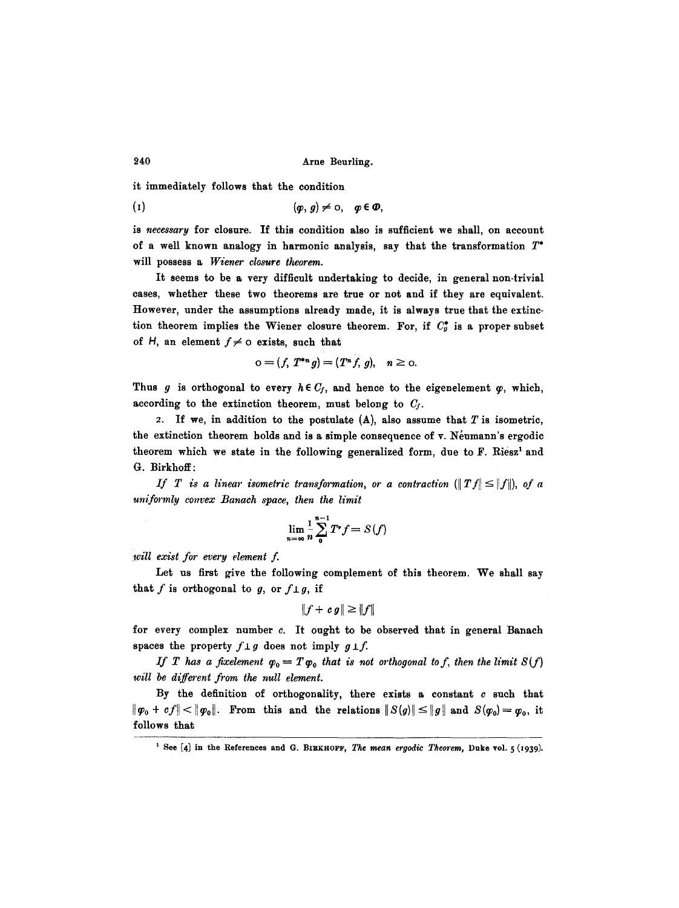it immediately follows that the condition

$$(1) \qquad (\varphi, g) \neq 0, \quad \varphi \in \Phi,$$

is *necessary* for closure. If this condition also is sufficient we shall, on account of a well known analogy in harmonic analysis, say that the transformation $T^*$ will possess a *Wiener closure theorem*.

It seems to be a very difficult undertaking to decide, in general non-trivial cases, whether these two theorems are true or not and if they are equivalent. However, under the assumptions already made, it is always true that the extinction theorem implies the Wiener closure theorem. For, if $C_g^*$ is a proper subset of $H$, an element $f \neq 0$ exists, such that

$$0 = (f, T^{*n} g) = (T^n f, g), \quad n \geq 0.$$

Thus $g$ is orthogonal to every $h \in C_f$, and hence to the eigenelement $\varphi$, which, according to the extinction theorem, must belong to $C_f$.

2. If we, in addition to the postulate (A), also assume that $T$ is isometric, the extinction theorem holds and is a simple consequence of v. Neumann's ergodic theorem which we state in the following generalized form, due to F. Riesz[1] and G. Birkhoff:

*If $T$ is a linear isometric transformation, or a contraction ($\|Tf\| \leq \|f\|$), of a uniformly convex Banach space, then the limit*

$$\lim_{n=\infty} \frac{1}{n} \sum_{0}^{n-1} T^{\nu} f = S(f)$$

*will exist for every element $f$.*

Let us first give the following complement of this theorem. We shall say that $f$ is orthogonal to $g$, or $f \perp g$, if

$$\|f + cg\| \geq \|f\|$$

for every complex number $c$. It ought to be observed that in general Banach spaces the property $f \perp g$ does not imply $g \perp f$.

*If $T$ has a fixelement $\varphi_0 = T\varphi_0$ that is not orthogonal to $f$, then the limit $S(f)$ will be different from the null element.*

By the definition of orthogonality, there exists a constant $c$ such that $\|\varphi_0 + cf\| < \|\varphi_0\|$. From this and the relations $\|S(g)\| \leq \|g\|$ and $S(\varphi_0) = \varphi_0$, it follows that

[1] See [4] in the References and G. BIRKHOFF, *The mean ergodic Theorem*, Duke vol. 5 (1939).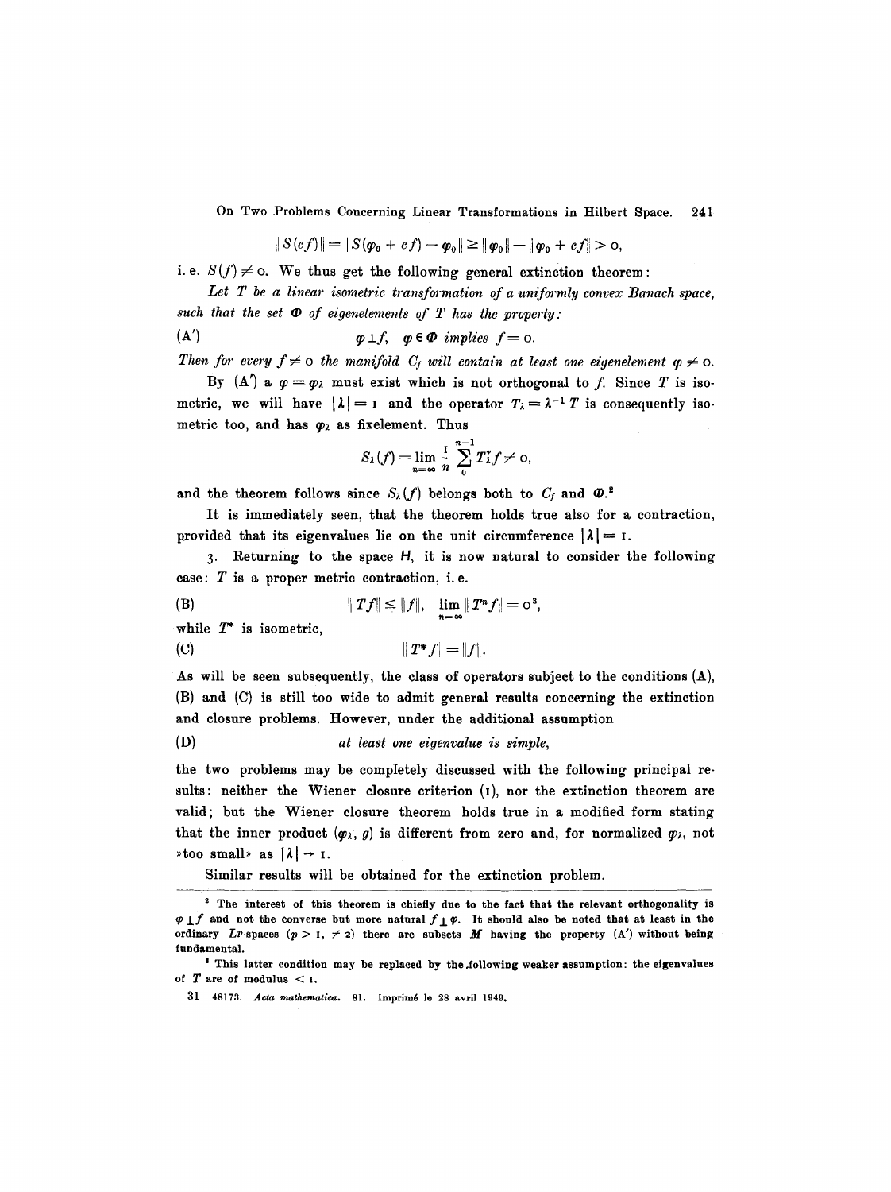$$\|S(cf)\| = \|S(\varphi_0 + cf) - \varphi_0\| \geq \|\varphi_0\| - \|\varphi_0 + cf\| > 0,$$

i. e. $S(f) \neq 0$. We thus get the following general extinction theorem:

*Let $T$ be a linear isometric transformation of a uniformly convex Banach space, such that the set $\Phi$ of eigenelements of $T$ has the property:*

(A′) $$\varphi \perp f, \quad \varphi \in \Phi \text{ implies } f = 0.$$

*Then for every $f \neq 0$ the manifold $C_f$ will contain at least one eigenelement $\varphi \neq 0$.*

By (A′) a $\varphi = \varphi_\lambda$ must exist which is not orthogonal to $f$. Since $T$ is isometric, we will have $|\lambda| = 1$ and the operator $T_\lambda = \lambda^{-1} T$ is consequently isometric too, and has $\varphi_\lambda$ as fixelement. Thus

$$S_\lambda(f) = \lim_{n=\infty} \frac{1}{n} \sum_{0}^{n-1} T_\lambda^\nu f \neq 0,$$

and the theorem follows since $S_\lambda(f)$ belongs both to $C_f$ and $\Phi$.[2]

It is immediately seen, that the theorem holds true also for a contraction, provided that its eigenvalues lie on the unit circumference $|\lambda| = 1$.

3. Returning to the space $H$, it is now natural to consider the following case: $T$ is a proper metric contraction, i. e.

(B) $$\|Tf\| \leq \|f\|, \quad \lim_{n=\infty} \|T^n f\| = 0^{3},$$

while $T^*$ is isometric,

(C) $$\|T^* f\| = \|f\|.$$

As will be seen subsequently, the class of operators subject to the conditions (A), (B) and (C) is still too wide to admit general results concerning the extinction and closure problems. However, under the additional assumption

(D) *at least one eigenvalue is simple,*

the two problems may be completely discussed with the following principal results: neither the Wiener closure criterion (1), nor the extinction theorem are valid; but the Wiener closure theorem holds true in a modified form stating that the inner product $(\varphi_\lambda, g)$ is different from zero and, for normalized $\varphi_\lambda$, not »too small» as $|\lambda| \to 1$.

Similar results will be obtained for the extinction problem.

---

[2] The interest of this theorem is chiefly due to the fact that the relevant orthogonality is $\varphi \perp f$ and not the converse but more natural $f \perp \varphi$. It should also be noted that at least in the ordinary $L^p$-spaces ($p > 1$, $\neq 2$) there are subsets $M$ having the property (A′) without being fundamental.

[3] This latter condition may be replaced by the following weaker assumption: the eigenvalues of $T$ are of modulus $< 1$.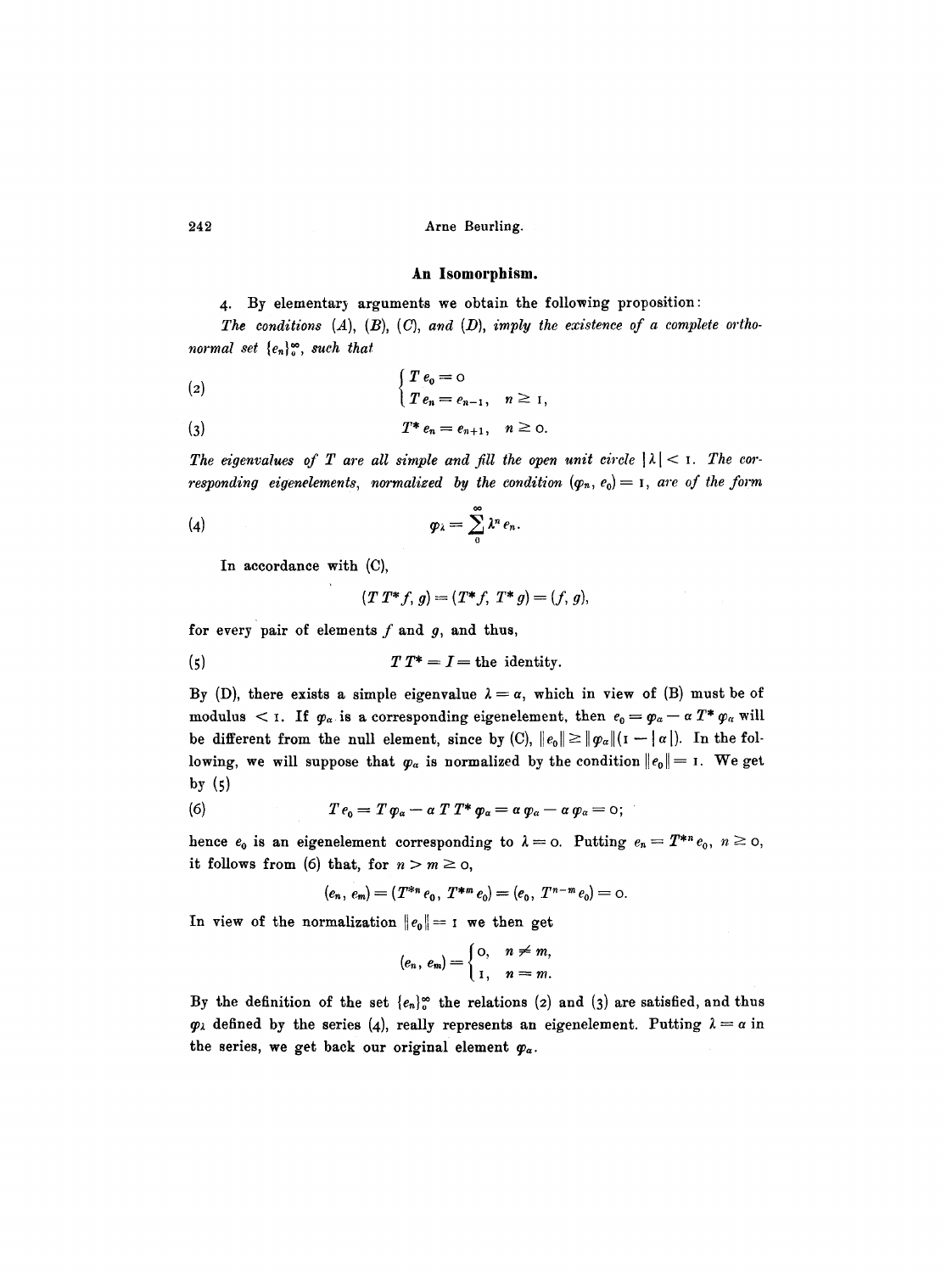## An Isomorphism.

4. By elementary arguments we obtain the following proposition:

*The conditions (A), (B), (C), and (D), imply the existence of a complete orthonormal set $\{e_n\}_0^\infty$, such that*

$$\begin{cases} T e_0 = 0 \\ T e_n = e_{n-1}, \quad n \geq 1, \end{cases} \tag{2}$$

$$T^* e_n = e_{n+1}, \quad n \geq 0. \tag{3}$$

*The eigenvalues of $T$ are all simple and fill the open unit circle $|\lambda| < 1$. The corresponding eigenelements, normalized by the condition $(\varphi_n, e_0) = 1$, are of the form*

$$\varphi_\lambda = \sum_0^\infty \lambda^n e_n. \tag{4}$$

In accordance with (C),

$$(T T^* f, g) = (T^* f, T^* g) = (f, g),$$

for every pair of elements $f$ and $g$, and thus,

$$T T^* = I = \text{the identity.} \tag{5}$$

By (D), there exists a simple eigenvalue $\lambda = \alpha$, which in view of (B) must be of modulus $< 1$. If $\varphi_\alpha$ is a corresponding eigenelement, then $e_0 = \varphi_\alpha - \alpha T^* \varphi_\alpha$ will be different from the null element, since by (C), $\|e_0\| \geq \|\varphi_\alpha\|(1 - |\alpha|)$. In the following, we will suppose that $\varphi_\alpha$ is normalized by the condition $\|e_0\| = 1$. We get by (5)

$$T e_0 = T \varphi_\alpha - \alpha T T^* \varphi_\alpha = \alpha \varphi_\alpha - \alpha \varphi_\alpha = 0; \tag{6}$$

hence $e_0$ is an eigenelement corresponding to $\lambda = 0$. Putting $e_n = T^{*n} e_0$, $n \geq 0$, it follows from (6) that, for $n > m \geq 0$,

$$(e_n, e_m) = (T^{*n} e_0, T^{*m} e_0) = (e_0, T^{n-m} e_0) = 0.$$

In view of the normalization $\|e_0\| = 1$ we then get

$$(e_n, e_m) = \begin{cases} 0, & n \neq m, \\ 1, & n = m. \end{cases}$$

By the definition of the set $\{e_n\}_0^\infty$ the relations (2) and (3) are satisfied, and thus $\varphi_\lambda$ defined by the series (4), really represents an eigenelement. Putting $\lambda = \alpha$ in the series, we get back our original element $\varphi_\alpha$.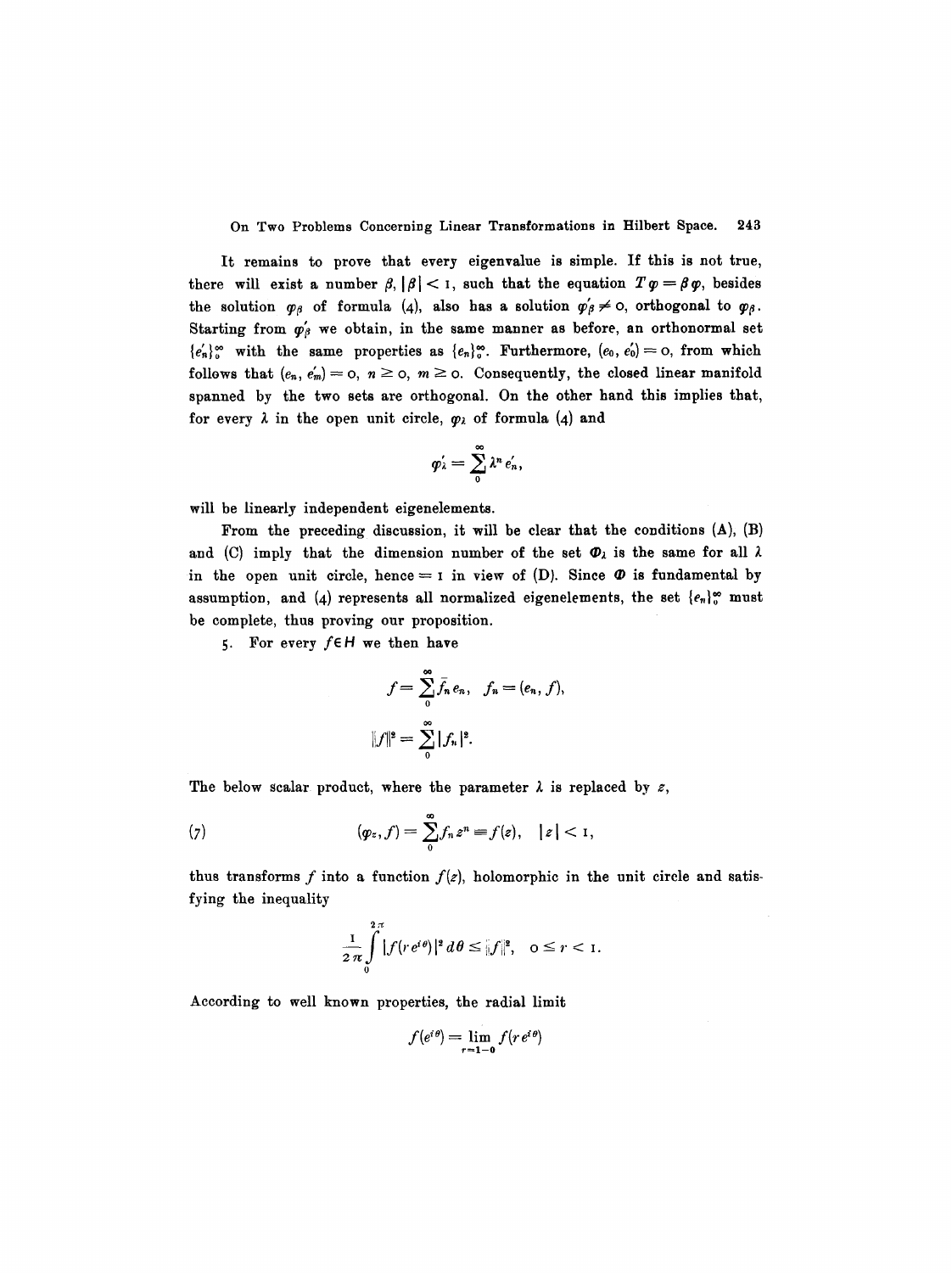It remains to prove that every eigenvalue is simple. If this is not true, there will exist a number $\beta$, $|\beta| < 1$, such that the equation $T\varphi = \beta\varphi$, besides the solution $\varphi_\beta$ of formula (4), also has a solution $\varphi'_\beta \neq 0$, orthogonal to $\varphi_\beta$. Starting from $\varphi'_\beta$ we obtain, in the same manner as before, an orthonormal set $\{e'_n\}_0^\infty$ with the same properties as $\{e_n\}_0^\infty$. Furthermore, $(e_0, e'_0) = 0$, from which follows that $(e_n, e'_m) = 0$, $n \geq 0$, $m \geq 0$. Consequently, the closed linear manifold spanned by the two sets are orthogonal. On the other hand this implies that, for every $\lambda$ in the open unit circle, $\varphi_\lambda$ of formula (4) and

$$\varphi'_\lambda = \sum_0^\infty \lambda^n e'_n,$$

will be linearly independent eigenelements.

From the preceding discussion, it will be clear that the conditions (A), (B) and (C) imply that the dimension number of the set $\Phi_\lambda$ is the same for all $\lambda$ in the open unit circle, hence $= 1$ in view of (D). Since $\Phi$ is fundamental by assumption, and (4) represents all normalized eigenelements, the set $\{e_n\}_0^\infty$ must be complete, thus proving our proposition.

5. For every $f \in H$ we then have

$$f = \sum_0^\infty \bar{f}_n e_n, \quad f_n = (e_n, f),$$

$$\|f\|^2 = \sum_0^\infty |f_n|^2.$$

The below scalar product, where the parameter $\lambda$ is replaced by $z$,

$$(\varphi_z, f) = \sum_0^\infty f_n z^n \equiv f(z), \quad |z| < 1, \tag{7}$$

thus transforms $f$ into a function $f(z)$, holomorphic in the unit circle and satisfying the inequality

$$\frac{1}{2\pi}\int_0^{2\pi} |f(re^{i\theta})|^2 \, d\theta \leq \|f\|^2, \quad 0 \leq r < 1.$$

According to well known properties, the radial limit

$$f(e^{i\theta}) = \lim_{r=1-0} f(re^{i\theta})$$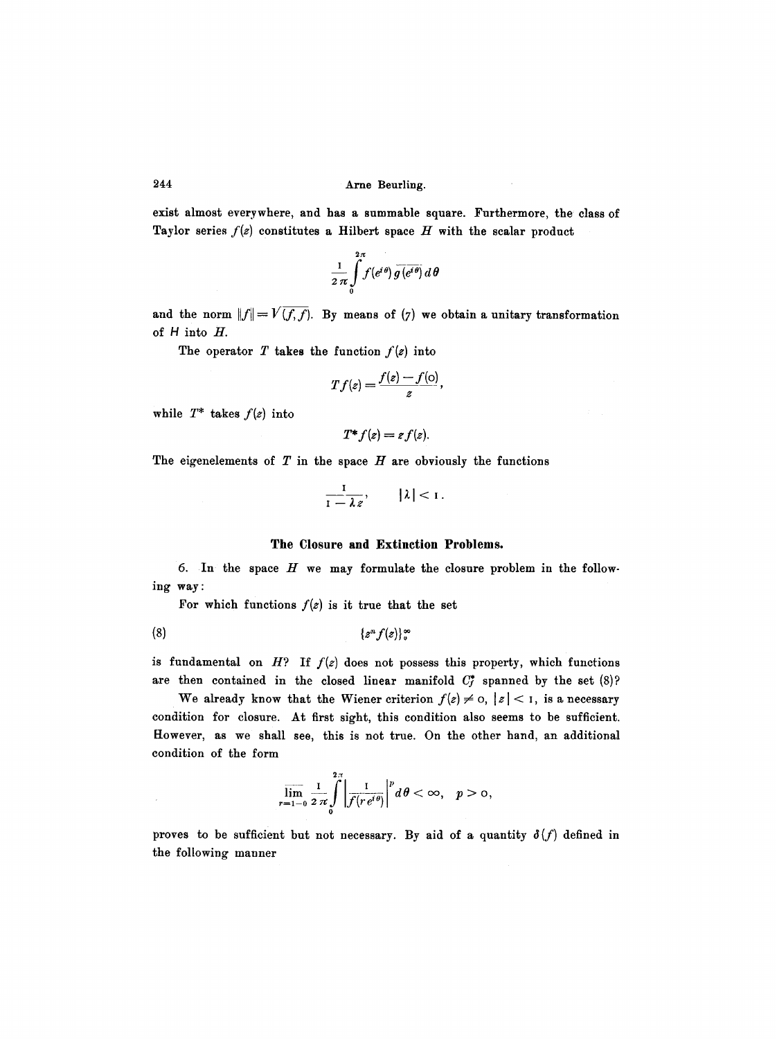exist almost everywhere, and has a summable square. Furthermore, the class of Taylor series $f(z)$ constitutes a Hilbert space $H$ with the scalar product

$$\frac{1}{2\pi}\int_0^{2\pi} f(e^{i\theta})\overline{g(e^{i\theta})}\,d\theta$$

and the norm $\|f\| = \sqrt{(f, f)}$. By means of (7) we obtain a unitary transformation of $H$ into $H$.

The operator $T$ takes the function $f(z)$ into

$$Tf(z) = \frac{f(z) - f(0)}{z},$$

while $T^*$ takes $f(z)$ into

$$T^* f(z) = z f(z).$$

The eigenelements of $T$ in the space $H$ are obviously the functions

$$\frac{1}{1 - \lambda z}, \qquad |\lambda| < 1.$$

## The Closure and Extinction Problems.

6. In the space $H$ we may formulate the closure problem in the following way:

For which functions $f(z)$ is it true that the set

$$(8) \qquad \{z^n f(z)\}_0^\infty$$

is fundamental on $H$? If $f(z)$ does not possess this property, which functions are then contained in the closed linear manifold $C_f^*$ spanned by the set (8)?

We already know that the Wiener criterion $f(z) \neq 0$, $|z| < 1$, is a necessary condition for closure. At first sight, this condition also seems to be sufficient. However, as we shall see, this is not true. On the other hand, an additional condition of the form

$$\overline{\lim_{r=1-0}}\, \frac{1}{2\pi}\int_0^{2\pi} \left|\frac{1}{f(re^{i\theta})}\right|^p d\theta < \infty, \quad p > 0,$$

proves to be sufficient but not necessary. By aid of a quantity $\delta(f)$ defined in the following manner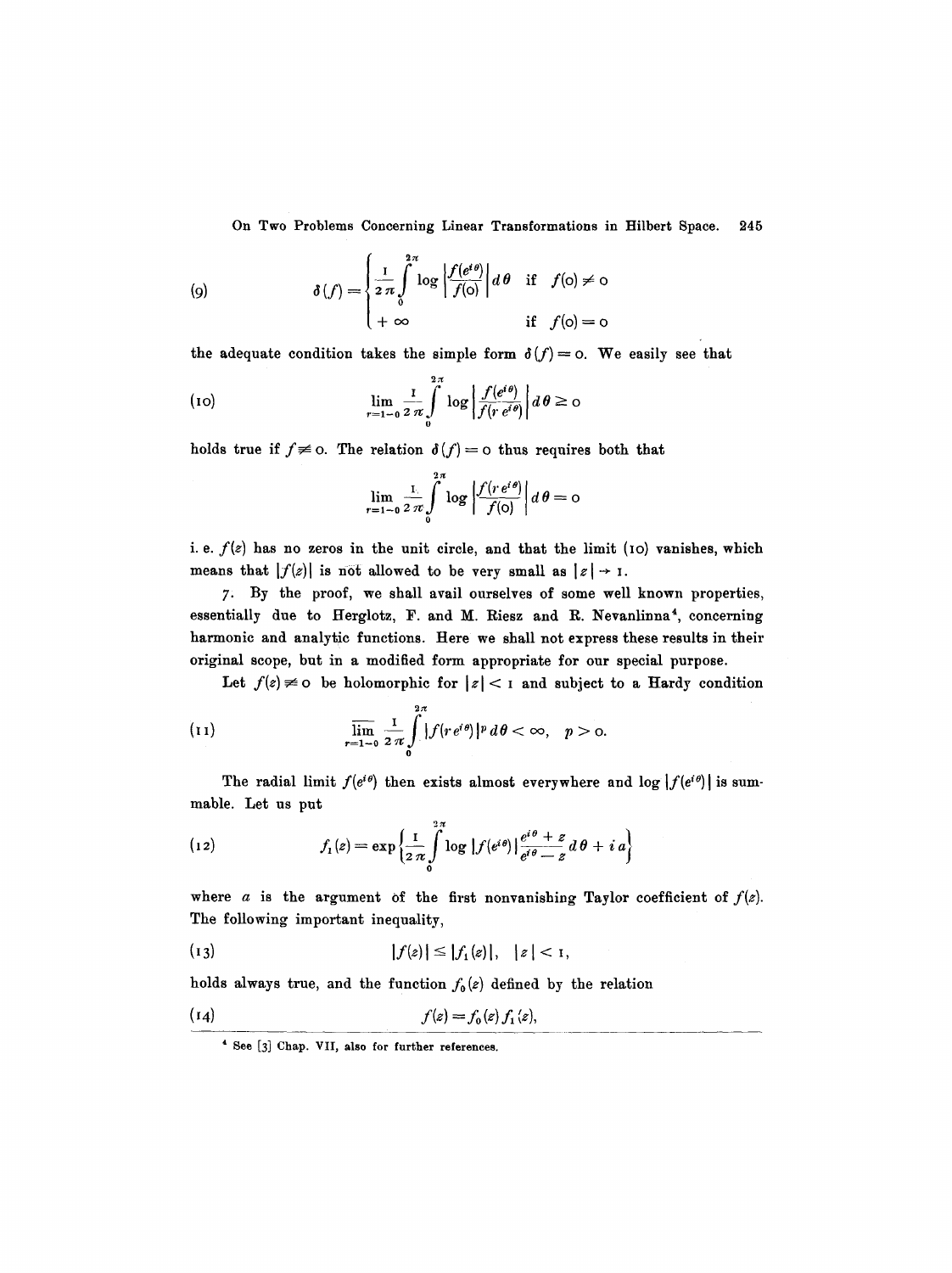$$
\delta(f) = \begin{cases} \dfrac{1}{2\pi}\displaystyle\int_0^{2\pi} \log\left|\dfrac{f(e^{i\theta})}{f(0)}\right| d\theta & \text{if } f(0) \neq 0 \\ +\infty & \text{if } f(0) = 0 \end{cases} \tag{9}
$$

the adequate condition takes the simple form $\delta(f) = 0$. We easily see that

$$
\lim_{r=1-0} \frac{1}{2\pi}\int_0^{2\pi} \log\left|\frac{f(e^{i\theta})}{f(r\,e^{i\theta})}\right| d\theta \geq 0 \tag{10}
$$

holds true if $f \not\equiv 0$. The relation $\delta(f) = 0$ thus requires both that

$$
\lim_{r=1-0} \frac{1}{2\pi}\int_0^{2\pi} \log\left|\frac{f(r\,e^{i\theta})}{f(0)}\right| d\theta = 0
$$

i. e. $f(z)$ has no zeros in the unit circle, and that the limit (10) vanishes, which means that $|f(z)|$ is not allowed to be very small as $|z| \to 1$.

7. By the proof, we shall avail ourselves of some well known properties, essentially due to Herglotz, F. and M. Riesz and R. Nevanlinna[4], concerning harmonic and analytic functions. Here we shall not express these results in their original scope, but in a modified form appropriate for our special purpose.

Let $f(z) \not\equiv 0$ be holomorphic for $|z| < 1$ and subject to a Hardy condition

$$
\overline{\lim_{r=1-0}} \frac{1}{2\pi}\int_0^{2\pi} |f(r\,e^{i\theta})|^p\, d\theta < \infty, \quad p > 0. \tag{11}
$$

The radial limit $f(e^{i\theta})$ then exists almost everywhere and $\log|f(e^{i\theta})|$ is summable. Let us put

$$
f_1(z) = \exp\left\{\frac{1}{2\pi}\int_0^{2\pi} \log|f(e^{i\theta})|\frac{e^{i\theta}+z}{e^{i\theta}-z}\, d\theta + i\,a\right\} \tag{12}
$$

where $a$ is the argument of the first nonvanishing Taylor coefficient of $f(z)$. The following important inequality,

$$
|f(z)| \leq |f_1(z)|, \quad |z| < 1, \tag{13}
$$

holds always true, and the function $f_0(z)$ defined by the relation

$$
f(z) = f_0(z)\, f_1(z), \tag{14}
$$

[4] See [3] Chap. VII, also for further references.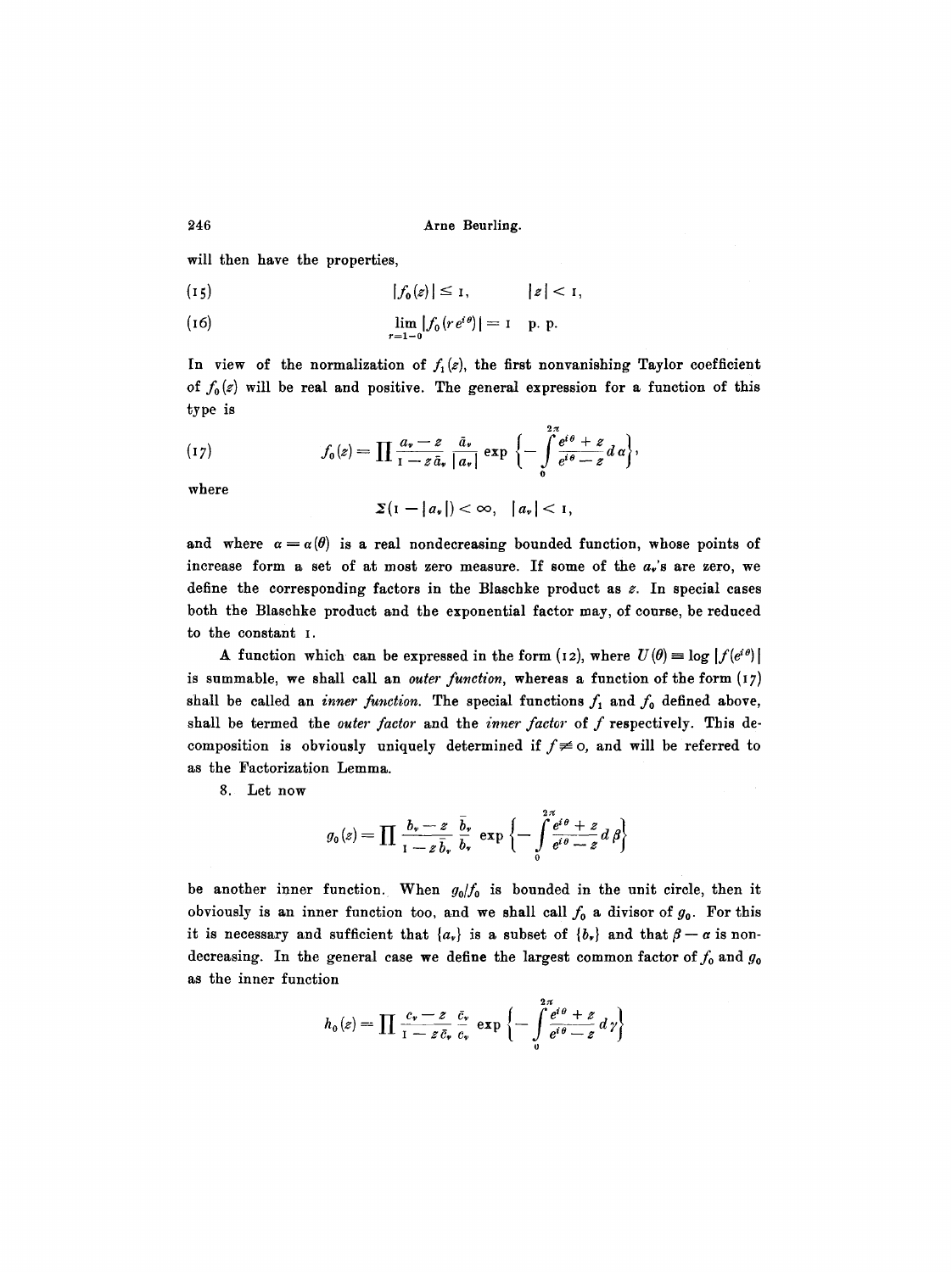will then have the properties,

$$|f_0(z)| \leq 1, \qquad |z| < 1, \tag{15}$$

$$\lim_{r=1-0} |f_0(re^{i\theta})| = 1 \quad \text{p. p.} \tag{16}$$

In view of the normalization of $f_1(z)$, the first nonvanishing Taylor coefficient of $f_0(z)$ will be real and positive. The general expression for a function of this type is

$$f_0(z) = \prod \frac{a_\nu - z}{1 - z\bar{a}_\nu} \frac{\bar{a}_\nu}{|a_\nu|} \exp\left\{-\int_0^{2\pi} \frac{e^{i\theta} + z}{e^{i\theta} - z} d\alpha\right\}, \tag{17}$$

where

$$\Sigma(1 - |a_\nu|) < \infty, \quad |a_\nu| < 1,$$

and where $\alpha = \alpha(\theta)$ is a real nondecreasing bounded function, whose points of increase form a set of at most zero measure. If some of the $a_\nu$'s are zero, we define the corresponding factors in the Blaschke product as $z$. In special cases both the Blaschke product and the exponential factor may, of course, be reduced to the constant 1.

A function which can be expressed in the form (12), where $U(\theta) \equiv \log |f(e^{i\theta})|$ is summable, we shall call an *outer function*, whereas a function of the form (17) shall be called an *inner function*. The special functions $f_1$ and $f_0$ defined above, shall be termed the *outer factor* and the *inner factor* of $f$ respectively. This decomposition is obviously uniquely determined if $f \not\equiv 0$, and will be referred to as the Factorization Lemma.

8. Let now

$$g_0(z) = \prod \frac{b_\nu - z}{1 - z\bar{b}_\nu} \frac{\bar{b}_\nu}{b_\nu} \exp\left\{-\int_0^{2\pi} \frac{e^{i\theta} + z}{e^{i\theta} - z} d\beta\right\}$$

be another inner function. When $g_0/f_0$ is bounded in the unit circle, then it obviously is an inner function too, and we shall call $f_0$ a divisor of $g_0$. For this it is necessary and sufficient that $\{a_\nu\}$ is a subset of $\{b_\nu\}$ and that $\beta - \alpha$ is nondecreasing. In the general case we define the largest common factor of $f_0$ and $g_0$ as the inner function

$$h_0(z) = \prod \frac{c_\nu - z}{1 - z\bar{c}_\nu} \frac{\bar{c}_\nu}{c_\nu} \exp\left\{-\int_0^{2\pi} \frac{e^{i\theta} + z}{e^{i\theta} - z} d\gamma\right\}$$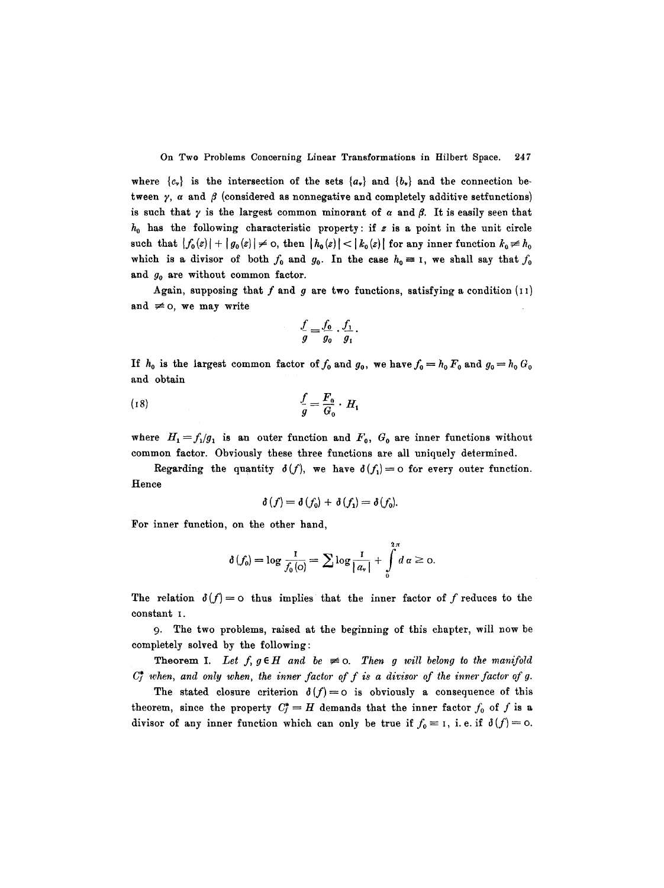where $\{c_\nu\}$ is the intersection of the sets $\{a_\nu\}$ and $\{b_\nu\}$ and the connection between $\gamma$, $\alpha$ and $\beta$ (considered as nonnegative and completely additive setfunctions) is such that $\gamma$ is the largest common minorant of $\alpha$ and $\beta$. It is easily seen that $h_0$ has the following characteristic property: if $z$ is a point in the unit circle such that $|f_0(z)| + |g_0(z)| \neq 0$, then $|h_0(z)| < |k_0(z)|$ for any inner function $k_0 \not\equiv h_0$ which is a divisor of both $f_0$ and $g_0$. In the case $h_0 \equiv 1$, we shall say that $f_0$ and $g_0$ are without common factor.

Again, supposing that $f$ and $g$ are two functions, satisfying a condition (11) and $\not\equiv 0$, we may write

$$\frac{f}{g} = \frac{f_0}{g_0} \cdot \frac{f_1}{g_1}.$$

If $h_0$ is the largest common factor of $f_0$ and $g_0$, we have $f_0 = h_0 F_0$ and $g_0 = h_0 G_0$ and obtain

$$\frac{f}{g} = \frac{F_0}{G_0} \cdot H_1 \tag{18}$$

where $H_1 = f_1/g_1$ is an outer function and $F_0$, $G_0$ are inner functions without common factor. Obviously these three functions are all uniquely determined.

Regarding the quantity $\delta(f)$, we have $\delta(f_1) = 0$ for every outer function. Hence

$$\delta(f) = \delta(f_0) + \delta(f_1) = \delta(f_0).$$

For inner function, on the other hand,

$$\delta(f_0) = \log \frac{1}{f_0(0)} = \sum \log \frac{1}{|a_\nu|} + \int_0^{2\pi} d\alpha \geq 0.$$

The relation $\delta(f) = 0$ thus implies that the inner factor of $f$ reduces to the constant 1.

9. The two problems, raised at the beginning of this chapter, will now be completely solved by the following:

**Theorem I.** *Let $f, g \in H$ and be $\not\equiv 0$. Then $g$ will belong to the manifold $C_f^*$ when, and only when, the inner factor of $f$ is a divisor of the inner factor of $g$.*

The stated closure criterion $\delta(f) = 0$ is obviously a consequence of this theorem, since the property $C_f^* = H$ demands that the inner factor $f_0$ of $f$ is a divisor of any inner function which can only be true if $f_0 \equiv 1$, i. e. if $\delta(f) = 0$.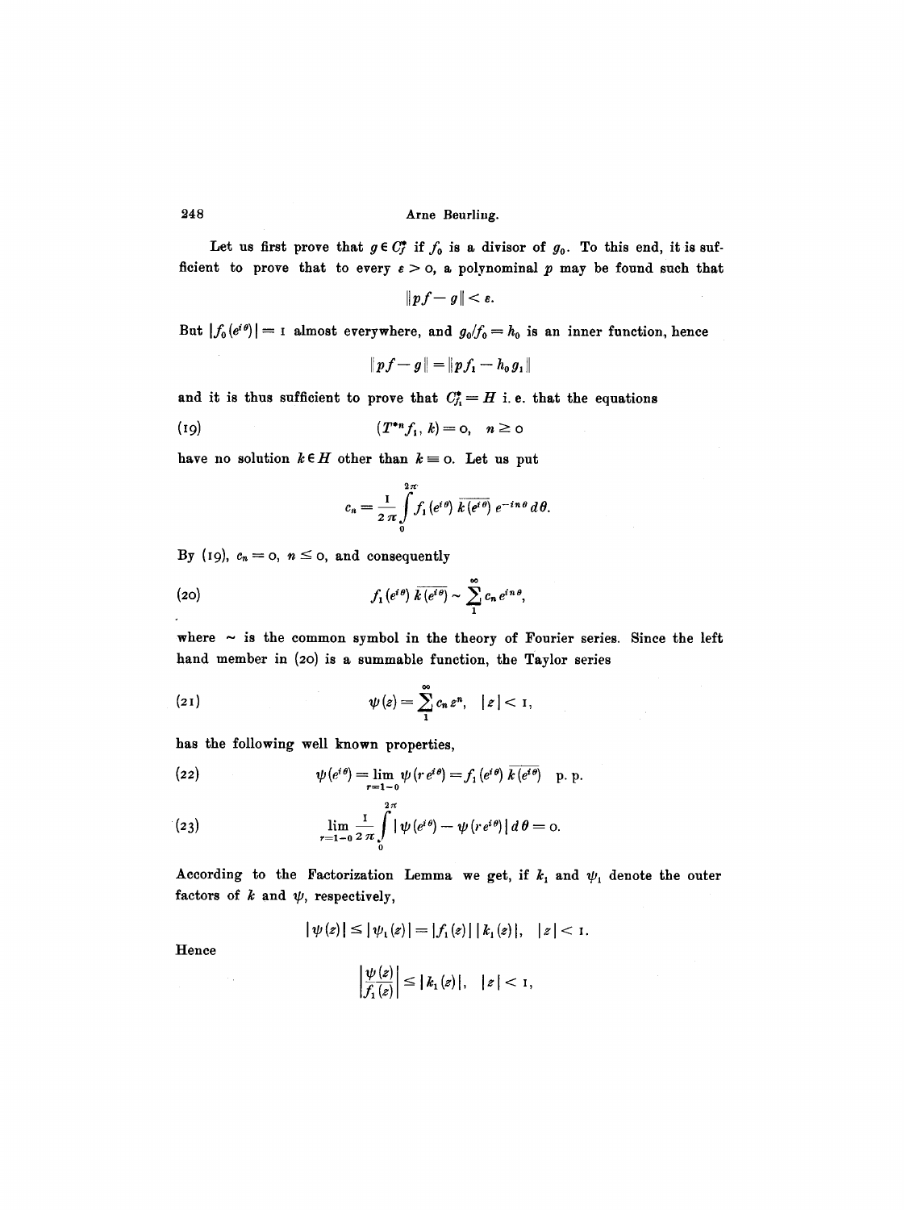Let us first prove that $g \in C_f^*$ if $f_0$ is a divisor of $g_0$. To this end, it is sufficient to prove that to every $\varepsilon > 0$, a polynominal $p$ may be found such that

$$\|pf - g\| < \varepsilon.$$

But $|f_0(e^{i\theta})| = 1$ almost everywhere, and $g_0/f_0 = h_0$ is an inner function, hence

$$\|pf - g\| = \|pf_1 - h_0 g_1\|$$

and it is thus sufficient to prove that $C_{f_1}^* = H$ i. e. that the equations

$$(T^{*n} f_1, k) = 0, \quad n \geq 0 \tag{19}$$

have no solution $k \in H$ other than $k \equiv 0$. Let us put

$$c_n = \frac{1}{2\pi} \int_0^{2\pi} f_1(e^{i\theta}) \overline{k(e^{i\theta})} e^{-in\theta} d\theta.$$

By (19), $c_n = 0$, $n \leq 0$, and consequently

$$f_1(e^{i\theta}) \overline{k(e^{i\theta})} \sim \sum_1^\infty c_n e^{in\theta}, \tag{20}$$

where $\sim$ is the common symbol in the theory of Fourier series. Since the left hand member in (20) is a summable function, the Taylor series

$$\psi(z) = \sum_1^\infty c_n z^n, \quad |z| < 1, \tag{21}$$

has the following well known properties,

$$\psi(e^{i\theta}) = \lim_{r=1-0} \psi(re^{i\theta}) = f_1(e^{i\theta}) \overline{k(e^{i\theta})} \quad \text{p. p.} \tag{22}$$

$$\lim_{r=1-0} \frac{1}{2\pi} \int_0^{2\pi} |\psi(e^{i\theta}) - \psi(re^{i\theta})| \, d\theta = 0. \tag{23}$$

According to the Factorization Lemma we get, if $k_1$ and $\psi_1$ denote the outer factors of $k$ and $\psi$, respectively,

$$|\psi(z)| \leq |\psi_1(z)| = |f_1(z)| \, |k_1(z)|, \quad |z| < 1.$$

Hence

$$\left| \frac{\psi(z)}{f_1(z)} \right| \leq |k_1(z)|, \quad |z| < 1,$$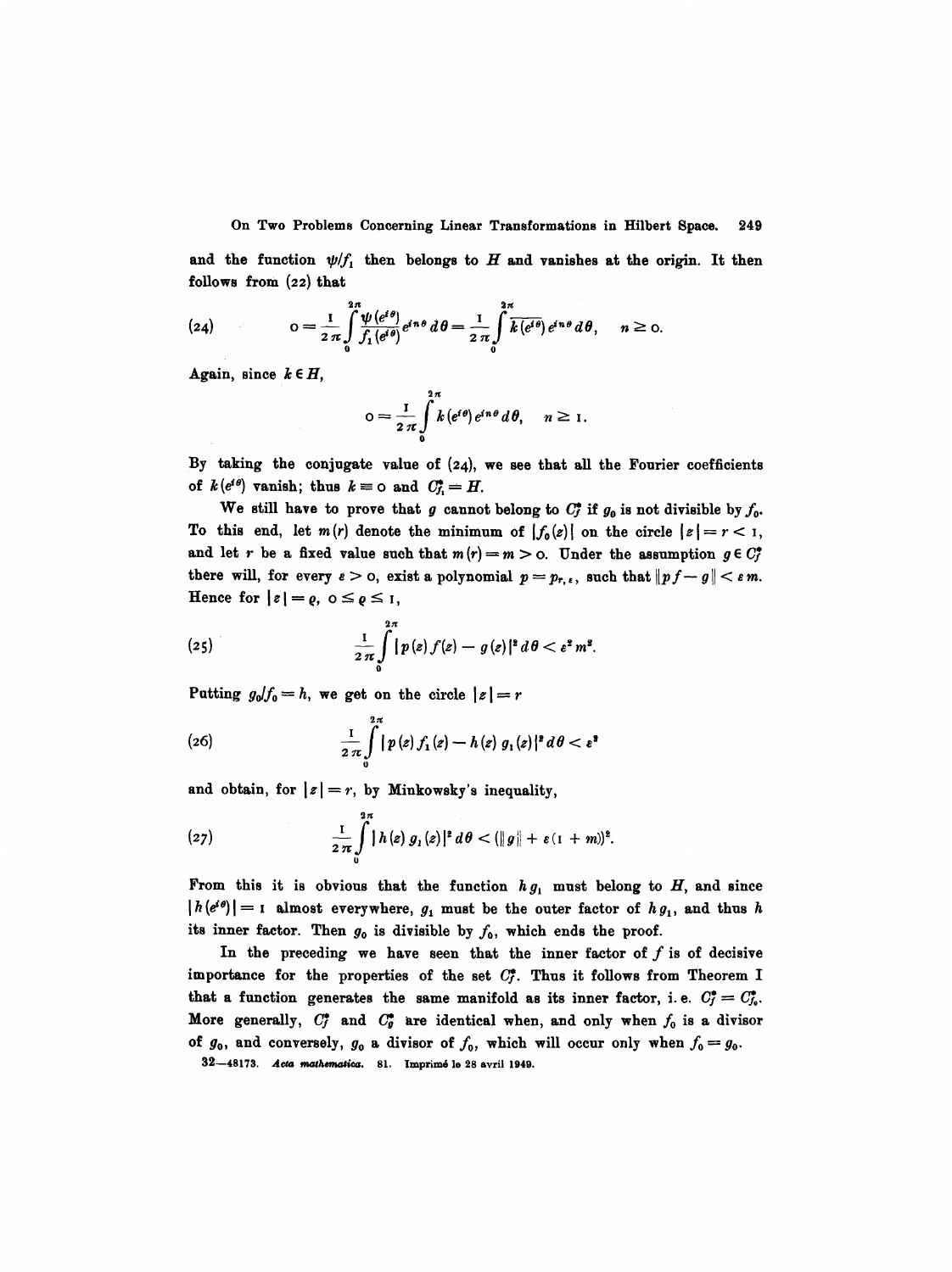and the function $\psi/f_1$ then belongs to $H$ and vanishes at the origin. It then follows from (22) that

$$
(24) \qquad 0 = \frac{1}{2\pi}\int_0^{2\pi} \frac{\psi(e^{i\theta})}{f_1(e^{i\theta})} e^{in\theta}\, d\theta = \frac{1}{2\pi}\int_0^{2\pi} \overline{k(e^{i\theta})}\, e^{in\theta}\, d\theta, \qquad n \geq 0.
$$

Again, since $k \in H$,

$$
0 = \frac{1}{2\pi}\int_0^{2\pi} k(e^{i\theta})\, e^{in\theta}\, d\theta, \qquad n \geq 1.
$$

By taking the conjugate value of (24), we see that all the Fourier coefficients of $k(e^{i\theta})$ vanish; thus $k \equiv 0$ and $C^*_{f_1} = H$.

We still have to prove that $g$ cannot belong to $C^*_f$ if $g_0$ is not divisible by $f_0$. To this end, let $m(r)$ denote the minimum of $|f_0(z)|$ on the circle $|z| = r < 1$, and let $r$ be a fixed value such that $m(r) = m > 0$. Under the assumption $g \in C^*_f$ there will, for every $\varepsilon > 0$, exist a polynomial $p = p_{r,\varepsilon}$, such that $\|pf - g\| < \varepsilon m$. Hence for $|z| = \varrho$, $0 \leq \varrho \leq 1$,

$$
(25) \qquad \frac{1}{2\pi}\int_0^{2\pi} |p(z) f(z) - g(z)|^2\, d\theta < \varepsilon^2 m^2.
$$

Putting $g_0/f_0 = h$, we get on the circle $|z| = r$

$$
(26) \qquad \frac{1}{2\pi}\int_0^{2\pi} |p(z) f_1(z) - h(z)\, g_1(z)|^2\, d\theta < \varepsilon^2
$$

and obtain, for $|z| = r$, by Minkowsky's inequality,

$$
(27) \qquad \frac{1}{2\pi}\int_0^{2\pi} |h(z)\, g_1(z)|^2\, d\theta < (\|g\| + \varepsilon(1 + m))^2.
$$

From this it is obvious that the function $h g_1$ must belong to $H$, and since $|h(e^{i\theta})| = 1$ almost everywhere, $g_1$ must be the outer factor of $h g_1$, and thus $h$ its inner factor. Then $g_0$ is divisible by $f_0$, which ends the proof.

In the preceding we have seen that the inner factor of $f$ is of decisive importance for the properties of the set $C^*_f$. Thus it follows from Theorem I that a function generates the same manifold as its inner factor, i. e. $C^*_f = C^*_{f_0}$. More generally, $C^*_f$ and $C^*_g$ are identical when, and only when $f_0$ is a divisor of $g_0$, and conversely, $g_0$ a divisor of $f_0$, which will occur only when $f_0 = g_0$.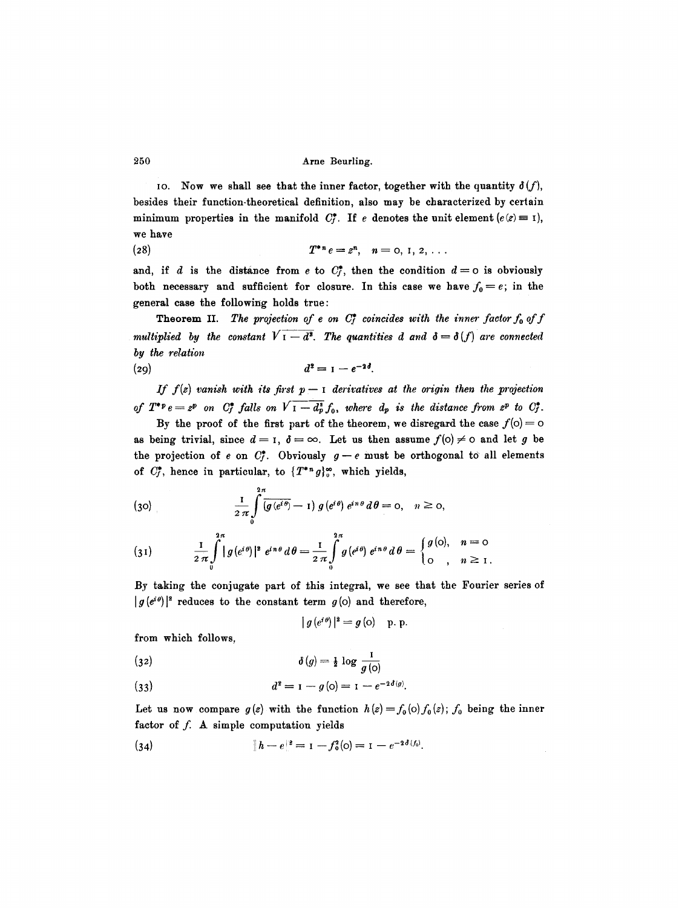10. Now we shall see that the inner factor, together with the quantity $\delta(f)$, besides their function-theoretical definition, also may be characterized by certain minimum properties in the manifold $C_f^*$. If $e$ denotes the unit element ($e(z) \equiv 1$), we have

$$T^{*n} e = z^n, \quad n = 0, 1, 2, \ldots \tag{28}$$

and, if $d$ is the distance from $e$ to $C_f^*$, then the condition $d = 0$ is obviously both necessary and sufficient for closure. In this case we have $f_0 = e$; in the general case the following holds true:

**Theorem II.** *The projection of $e$ on $C_f^*$ coincides with the inner factor $f_0$ of $f$ multiplied by the constant $\sqrt{1 - d^2}$. The quantities $d$ and $\delta = \delta(f)$ are connected by the relation*

$$d^2 = 1 - e^{-2\delta}. \tag{29}$$

*If $f(z)$ vanish with its first $p - 1$ derivatives at the origin then the projection of $T^{*p} e = z^p$ on $C_f^*$ falls on $\sqrt{1 - d_p^2}\, f_0$, where $d_p$ is the distance from $z^p$ to $C_f^*$.*

By the proof of the first part of the theorem, we disregard the case $f(0) = 0$ as being trivial, since $d = 1$, $\delta = \infty$. Let us then assume $f(0) \neq 0$ and let $g$ be the projection of $e$ on $C_f^*$. Obviously $g - e$ must be orthogonal to all elements of $C_f^*$, hence in particular, to $\{T^{*n} g\}_0^\infty$, which yields,

$$\frac{1}{2\pi} \int_0^{2\pi} \overline{(g(e^{i\theta}) - 1)}\, g(e^{i\theta})\, e^{in\theta}\, d\theta = 0, \quad n \geq 0, \tag{30}$$

$$\frac{1}{2\pi} \int_0^{2\pi} |g(e^{i\theta})|^2\, e^{in\theta}\, d\theta = \frac{1}{2\pi} \int_0^{2\pi} g(e^{i\theta})\, e^{in\theta}\, d\theta = \begin{cases} g(0), & n = 0 \\ 0\ , & n \geq 1. \end{cases} \tag{31}$$

By taking the conjugate part of this integral, we see that the Fourier series of $|g(e^{i\theta})|^2$ reduces to the constant term $g(0)$ and therefore,

$$|g(e^{i\theta})|^2 = g(0) \quad \text{p. p.}$$

from which follows,

$$\delta(g) = \tfrac{1}{2} \log \frac{1}{g(0)} \tag{32}$$

$$d^2 = 1 - g(0) = 1 - e^{-2\delta(g)}. \tag{33}$$

Let us now compare $g(z)$ with the function $h(z) = f_0(0) f_0(z)$; $f_0$ being the inner factor of $f$. A simple computation yields

$$\| h - e \|^2 = 1 - f_0^2(0) = 1 - e^{-2\delta(f_0)}. \tag{34}$$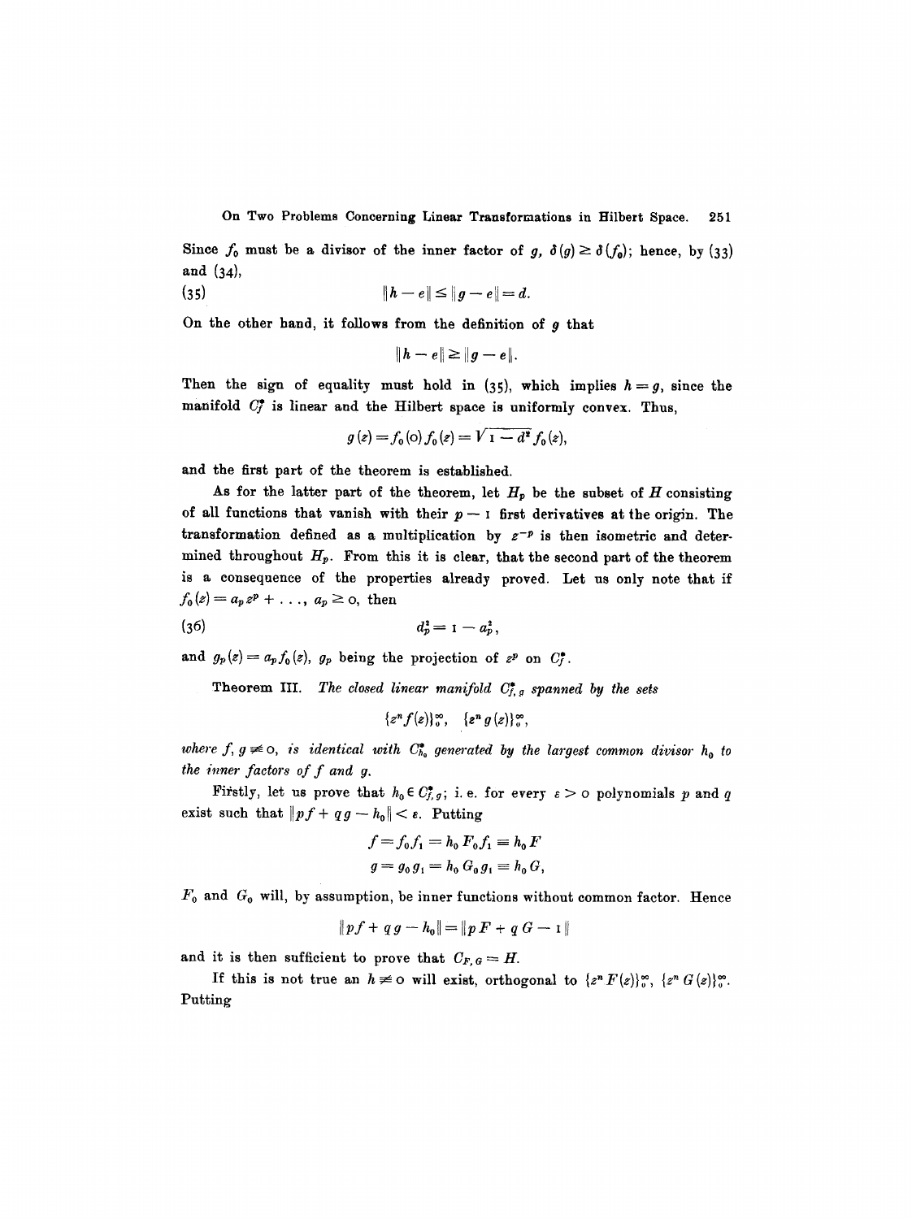Since $f_0$ must be a divisor of the inner factor of $g$, $\delta(g) \geq \delta(f_0)$; hence, by (33) and (34),

$$\|h - e\| \leq \|g - e\| = d. \tag{35}$$

On the other hand, it follows from the definition of $g$ that

$$\|h - e\| \geq \|g - e\|.$$

Then the sign of equality must hold in (35), which implies $h = g$, since the manifold $C_f^*$ is linear and the Hilbert space is uniformly convex. Thus,

$$g(z) = f_0(0) f_0(z) = \sqrt{1 - d^2}\, f_0(z),$$

and the first part of the theorem is established.

As for the latter part of the theorem, let $H_p$ be the subset of $H$ consisting of all functions that vanish with their $p - 1$ first derivatives at the origin. The transformation defined as a multiplication by $z^{-p}$ is then isometric and determined throughout $H_p$. From this it is clear, that the second part of the theorem is a consequence of the properties already proved. Let us only note that if $f_0(z) = a_p z^p + \ldots$, $a_p \geq 0$, then

$$d_p^2 = 1 - a_p^2, \tag{36}$$

and $g_p(z) = a_p f_0(z)$, $g_p$ being the projection of $z^p$ on $C_f^*$.

**Theorem III.** *The closed linear manifold $C_{f,g}^*$ spanned by the sets*

$$\{z^n f(z)\}_0^\infty, \quad \{z^n g(z)\}_0^\infty,$$

*where $f, g \not\equiv 0$, is identical with $C_{h_0}^*$ generated by the largest common divisor $h_0$ to the inner factors of $f$ and $g$.*

Firstly, let us prove that $h_0 \in C_{f,g}^*$; i. e. for every $\varepsilon > 0$ polynomials $p$ and $q$ exist such that $\|pf + qg - h_0\| < \varepsilon$. Putting

$$f = f_0 f_1 = h_0 F_0 f_1 \equiv h_0 F$$
$$g = g_0 g_1 = h_0 G_0 g_1 \equiv h_0 G,$$

$F_0$ and $G_0$ will, by assumption, be inner functions without common factor. Hence

$$\|pf + qg - h_0\| = \|pF + qG - 1\|$$

and it is then sufficient to prove that $C_{F,G} = H$.

If this is not true an $h \not\equiv 0$ will exist, orthogonal to $\{z^n F(z)\}_0^\infty$, $\{z^n G(z)\}_0^\infty$. Putting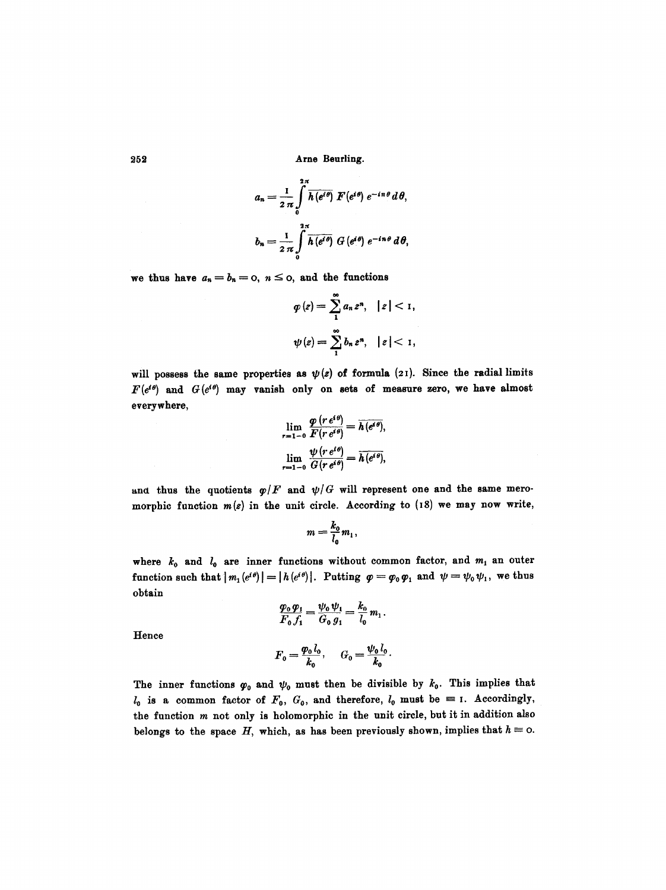$$a_n = \frac{1}{2\pi} \int_0^{2\pi} \overline{h(e^{i\theta})}\, F(e^{i\theta})\, e^{-in\theta}\, d\theta,$$

$$b_n = \frac{1}{2\pi} \int_0^{2\pi} \overline{h(e^{i\theta})}\, G(e^{i\theta})\, e^{-in\theta}\, d\theta,$$

we thus have $a_n = b_n = 0$, $n \leq 0$, and the functions

$$\varphi(z) = \sum_1^\infty a_n z^n, \quad |z| < 1,$$

$$\psi(z) = \sum_1^\infty b_n z^n, \quad |z| < 1,$$

will possess the same properties as $\psi(z)$ of formula (21). Since the radial limits $F(e^{i\theta})$ and $G(e^{i\theta})$ may vanish only on sets of measure zero, we have almost everywhere,

$$\lim_{r=1-0} \frac{\varphi(r e^{i\theta})}{F(r e^{i\theta})} = \overline{h(e^{i\theta})},$$

$$\lim_{r=1-0} \frac{\psi(r e^{i\theta})}{G(r e^{i\theta})} = \overline{h(e^{i\theta})},$$

and thus the quotients $\varphi/F$ and $\psi/G$ will represent one and the same meromorphic function $m(z)$ in the unit circle. According to (18) we may now write,

$$m = \frac{k_0}{l_0} m_1,$$

where $k_0$ and $l_0$ are inner functions without common factor, and $m_1$ an outer function such that $|m_1(e^{i\theta})| = |h(e^{i\theta})|$. Putting $\varphi = \varphi_0 \varphi_1$ and $\psi = \psi_0 \psi_1$, we thus obtain

$$\frac{\varphi_0 \varphi_1}{F_0 f_1} = \frac{\psi_0 \psi_1}{G_0 g_1} = \frac{k_0}{l_0} m_1.$$

Hence

$$F_0 = \frac{\varphi_0 l_0}{k_0}, \quad G_0 = \frac{\psi_0 l_0}{k_0}.$$

The inner functions $\varphi_0$ and $\psi_0$ must then be divisible by $k_0$. This implies that $l_0$ is a common factor of $F_0$, $G_0$, and therefore, $l_0$ must be $\equiv 1$. Accordingly, the function $m$ not only is holomorphic in the unit circle, but it in addition also belongs to the space $H$, which, as has been previously shown, implies that $h \equiv 0$.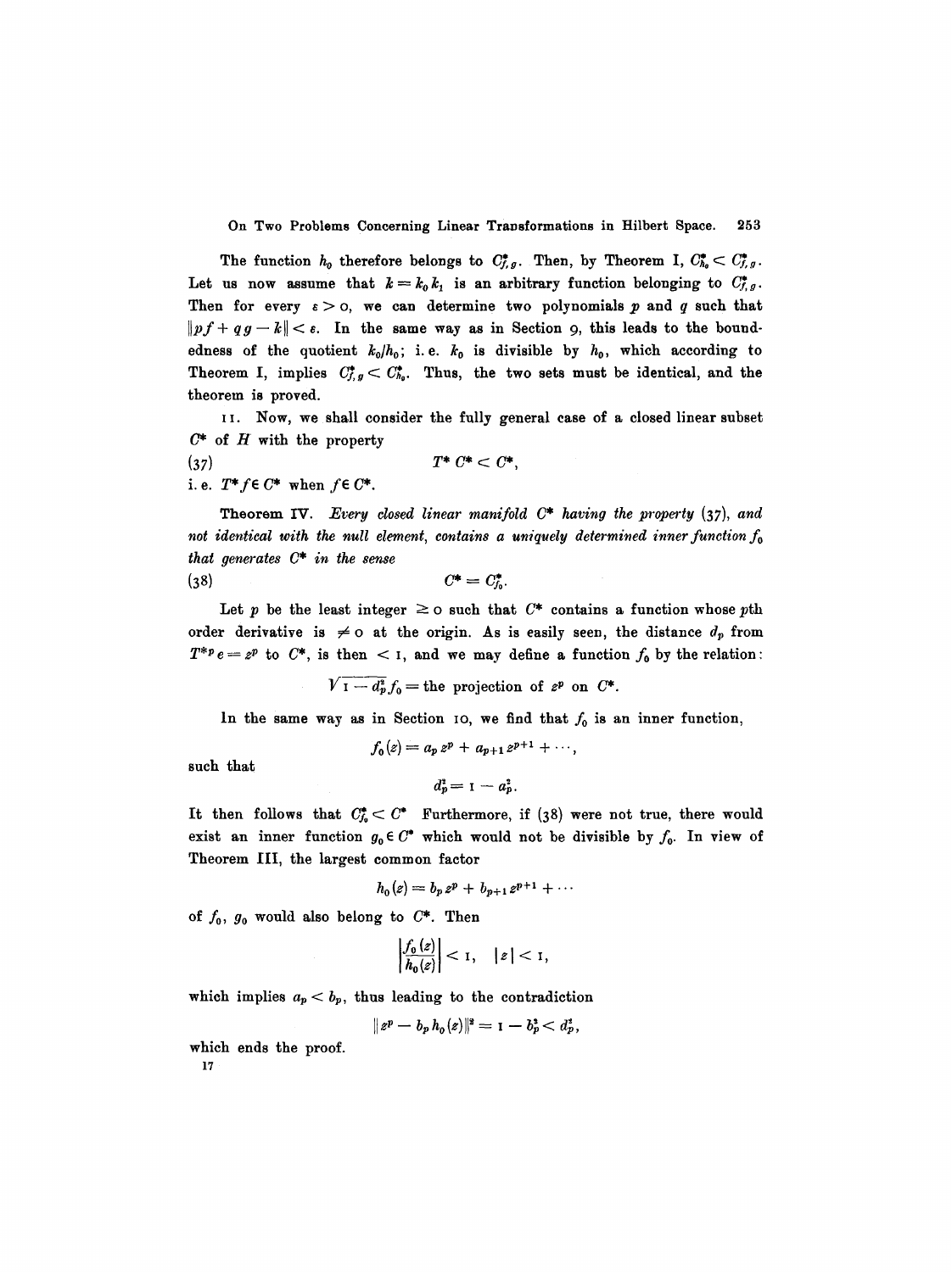The function $h_0$ therefore belongs to $C^*_{f,g}$. Then, by Theorem I, $C^*_{h_0} < C^*_{f,g}$. Let us now assume that $k = k_0 k_1$ is an arbitrary function belonging to $C^*_{f,g}$. Then for every $\varepsilon > 0$, we can determine two polynomials $p$ and $q$ such that $\|pf + qg - k\| < \varepsilon$. In the same way as in Section 9, this leads to the boundedness of the quotient $k_0/h_0$; i.e. $k_0$ is divisible by $h_0$, which according to Theorem I, implies $C^*_{f,g} < C^*_{h_0}$. Thus, the two sets must be identical, and the theorem is proved.

11. Now, we shall consider the fully general case of a closed linear subset $C^*$ of $H$ with the property

$$T^* C^* < C^*, \tag{37}$$

i.e. $T^* f \in C^*$ when $f \in C^*$.

**Theorem IV.** *Every closed linear manifold $C^*$ having the property* (37), *and not identical with the null element, contains a uniquely determined inner function $f_0$ that generates $C^*$ in the sense*

$$C^* = C^*_{f_0}. \tag{38}$$

Let $p$ be the least integer $\geq 0$ such that $C^*$ contains a function whose $p$th order derivative is $\neq 0$ at the origin. As is easily seen, the distance $d_p$ from $T^{*p} e = z^p$ to $C^*$, is then $< 1$, and we may define a function $f_0$ by the relation:

$$\sqrt{1 - d_p^2}\, f_0 = \text{the projection of } z^p \text{ on } C^*.$$

In the same way as in Section 10, we find that $f_0$ is an inner function,

$$f_0(z) = a_p z^p + a_{p+1} z^{p+1} + \cdots,$$

such that

$$d_p^2 = 1 - a_p^2.$$

It then follows that $C^*_{f_0} < C^*$ Furthermore, if (38) were not true, there would exist an inner function $g_0 \in C^*$ which would not be divisible by $f_0$. In view of Theorem III, the largest common factor

$$h_0(z) = b_p z^p + b_{p+1} z^{p+1} + \cdots$$

of $f_0$, $g_0$ would also belong to $C^*$. Then

$$\left|\frac{f_0(z)}{h_0(z)}\right| < 1, \quad |z| < 1,$$

which implies $a_p < b_p$, thus leading to the contradiction

$$\|z^p - b_p h_0(z)\|^2 = 1 - b_p^2 < d_p^2,$$

which ends the proof.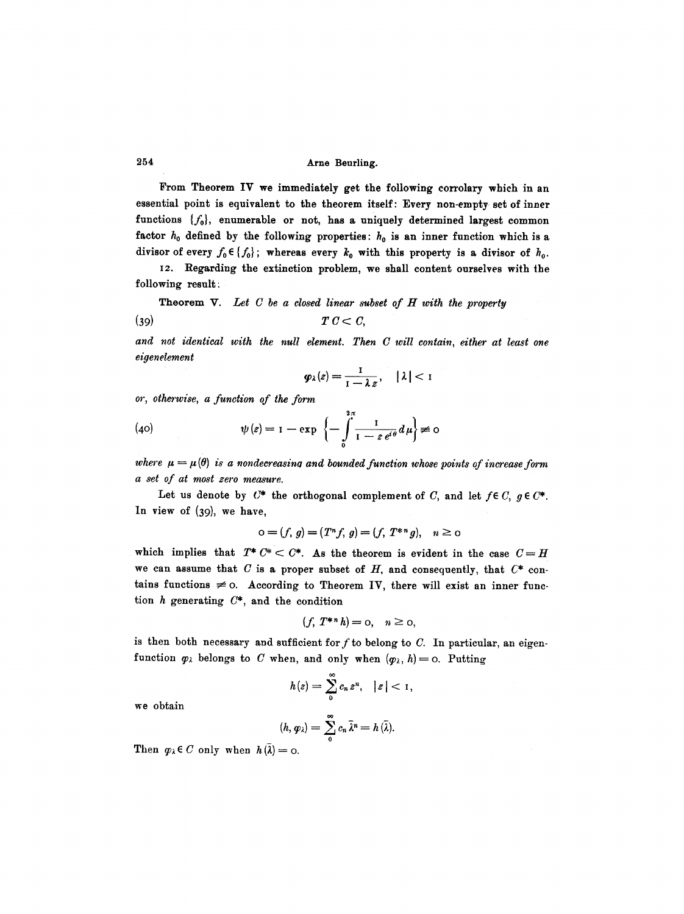From Theorem IV we immediately get the following corrolary which in an essential point is equivalent to the theorem itself: Every non-empty set of inner functions $\{f_0\}$, enumerable or not, has a uniquely determined largest common factor $h_0$ defined by the following properties: $h_0$ is an inner function which is a divisor of every $f_0 \in \{f_0\}$; whereas every $k_0$ with this property is a divisor of $h_0$.

12. Regarding the extinction problem, we shall content ourselves with the following result:

**Theorem V.** *Let $C$ be a closed linear subset of $H$ with the property*

$$TC < C, \tag{39}$$

*and not identical with the null element. Then $C$ will contain, either at least one eigenelement*

$$\varphi_\lambda(z) = \frac{1}{1 - \lambda z}, \quad |\lambda| < 1$$

*or, otherwise, a function of the form*

$$\psi(z) = 1 - \exp\left\{-\int_0^{2\pi} \frac{1}{1 - z e^{i\theta}} d\mu\right\} \not\equiv 0 \tag{40}$$

*where $\mu = \mu(\theta)$ is a nondecreasing and bounded function whose points of increase form a set of at most zero measure.*

Let us denote by $C^*$ the orthogonal complement of $C$, and let $f \in C$, $g \in C^*$. In view of (39), we have,

$$0 = (f, g) = (T^n f, g) = (f, T^{*n} g), \quad n \geq 0$$

which implies that $T^* C^* < C^*$. As the theorem is evident in the case $C = H$ we can assume that $C$ is a proper subset of $H$, and consequently, that $C^*$ contains functions $\not\equiv 0$. According to Theorem IV, there will exist an inner function $h$ generating $C^*$, and the condition

$$(f, T^{*n} h) = 0, \quad n \geq 0,$$

is then both necessary and sufficient for $f$ to belong to $C$. In particular, an eigenfunction $\varphi_\lambda$ belongs to $C$ when, and only when $(\varphi_\lambda, h) = 0$. Putting

$$h(z) = \sum_0^\infty c_n z^n, \quad |z| < 1,$$

we obtain

$$(h, \varphi_\lambda) = \sum_0^\infty c_n \bar{\lambda}^n = h(\bar{\lambda}).$$

Then $\varphi_\lambda \in C$ only when $h(\bar{\lambda}) = 0$.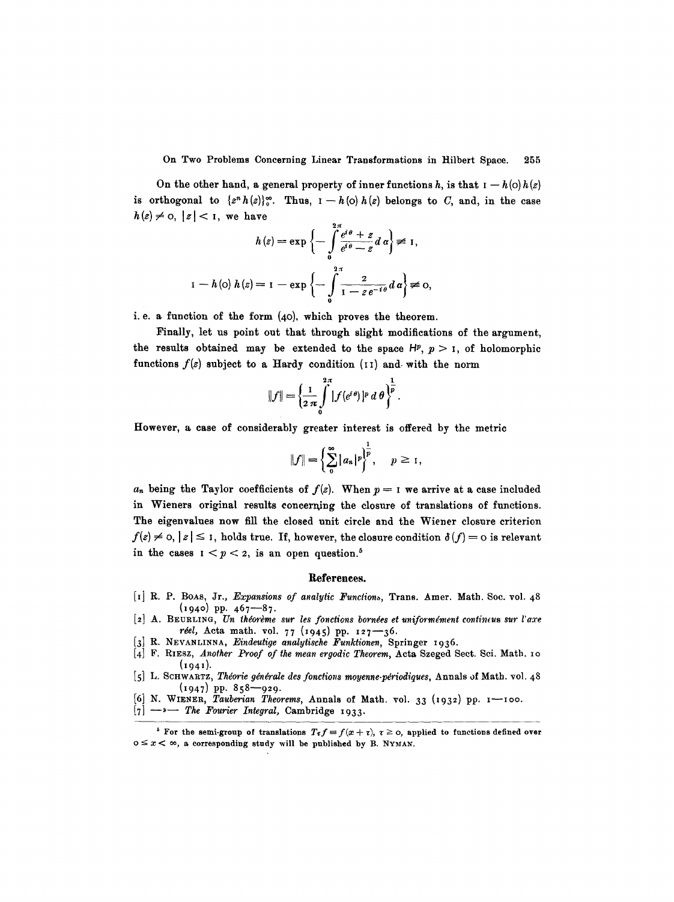On the other hand, a general property of inner functions $h$, is that $1 - h(0)h(z)$ is orthogonal to $\{z^n h(z)\}_0^\infty$. Thus, $1 - h(0)h(z)$ belongs to $C$, and, in the case $h(z) \neq 0$, $|z| < 1$, we have

$$h(z) = \exp\left\{-\int_0^{2\pi} \frac{e^{i\theta} + z}{e^{i\theta} - z} d\alpha\right\} \not\equiv 1,$$

$$1 - h(0)h(z) = 1 - \exp\left\{-\int_0^{2\pi} \frac{2}{1 - ze^{-i\theta}} d\alpha\right\} \not\equiv 0,$$

i. e. a function of the form (40), which proves the theorem.

Finally, let us point out that through slight modifications of the argument, the results obtained may be extended to the space $H^p$, $p > 1$, of holomorphic functions $f(z)$ subject to a Hardy condition (11) and with the norm

$$\|f\| = \left\{\frac{1}{2\pi}\int_0^{2\pi} |f(e^{i\theta})|^p d\theta\right\}^{\frac{1}{p}}.$$

However, a case of considerably greater interest is offered by the metric

$$\|f\| = \left\{\sum_0^\infty |a_n|^p\right\}^{\frac{1}{p}}, \quad p \geq 1,$$

$a_n$ being the Taylor coefficients of $f(z)$. When $p = 1$ we arrive at a case included in Wieners original results concerning the closure of translations of functions. The eigenvalues now fill the closed unit circle and the Wiener closure criterion $f(z) \neq 0$, $|z| \leq 1$, holds true. If, however, the closure condition $\delta(f) = 0$ is relevant in the cases $1 < p < 2$, is an open question.[5]

## References.

[1] R. P. Boas, Jr., *Expansions of analytic Functions*, Trans. Amer. Math. Soc. vol. 48 (1940) pp. 467—87.

[2] A. Beurling, *Un théorème sur les fonctions bornées et uniformément continues sur l'axe réel*, Acta math. vol. 77 (1945) pp. 127—36.

[3] R. Nevanlinna, *Eindeutige analytische Funktionen*, Springer 1936.

[4] F. Riesz, *Another Proof of the mean ergodic Theorem*, Acta Szeged Sect. Sci. Math. 10 (1941).

[5] L. Schwartz, *Théorie générale des fonctions moyenne-périodiques*, Annals of Math. vol. 48 (1947) pp. 858—929.

[6] N. Wiener, *Tauberian Theorems*, Annals of Math. vol. 33 (1932) pp. 1—100.

[7] —»— *The Fourier Integral*, Cambridge 1933.

---

[5] For the semi-group of translations $T_\tau f \equiv f(x + \tau)$, $\tau \geq 0$, applied to functions defined over $0 \leq x < \infty$, a corresponding study will be published by B. Nyman.